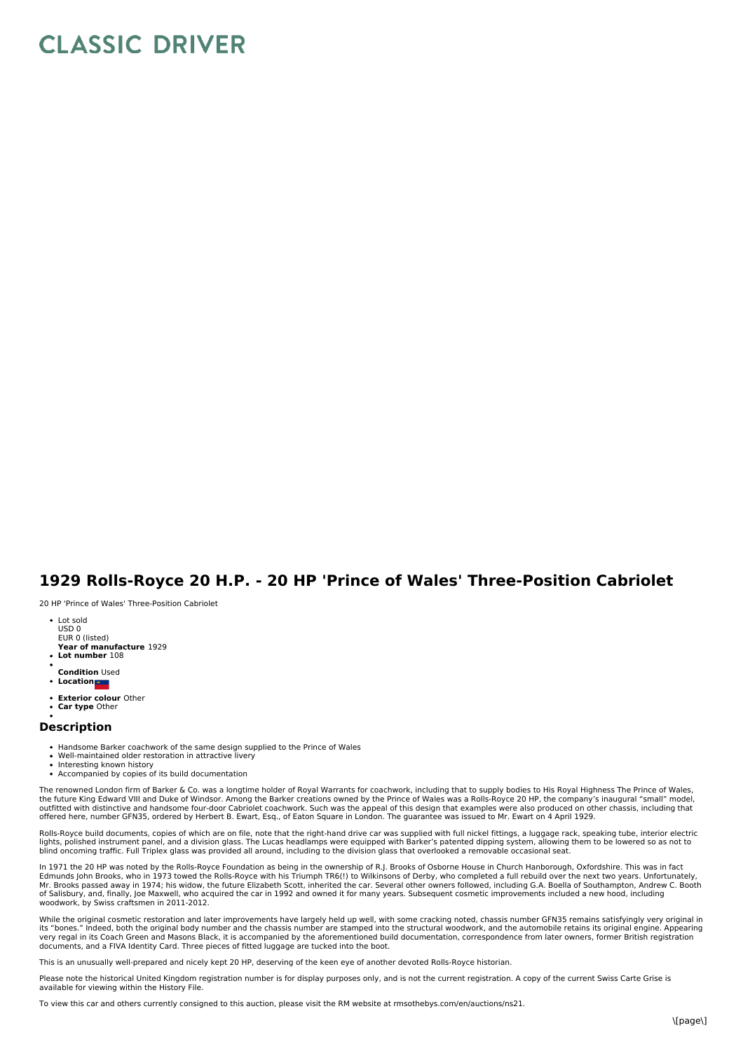# CLASSIC DRIVER

## 1929 Rolls-Royce 20 H.P. - 20 HP 'Prince of Wales' Three-Position Cabriolet

20 HP 'Prince of Wales' Three-Position Cabriolet

- Lot sold
  USD 0
  EUR 0 (listed)
  **Year of manufacture** 1929
- **Lot number** 108
- 
  **Condition** Used
- **Location**
- **Exterior colour** Other
- **Car type** Other
- 

### Description

- Handsome Barker coachwork of the same design supplied to the Prince of Wales
- Well-maintained older restoration in attractive livery
- Interesting known history
- Accompanied by copies of its build documentation

The renowned London firm of Barker & Co. was a longtime holder of Royal Warrants for coachwork, including that to supply bodies to His Royal Highness The Prince of Wales, the future King Edward VIII and Duke of Windsor. Among the Barker creations owned by the Prince of Wales was a Rolls-Royce 20 HP, the company's inaugural "small" model, outfitted with distinctive and handsome four-door Cabriolet coachwork. Such was the appeal of this design that examples were also produced on other chassis, including that offered here, number GFN35, ordered by Herbert B. Ewart, Esq., of Eaton Square in London. The guarantee was issued to Mr. Ewart on 4 April 1929.

Rolls-Royce build documents, copies of which are on file, note that the right-hand drive car was supplied with full nickel fittings, a luggage rack, speaking tube, interior electric lights, polished instrument panel, and a division glass. The Lucas headlamps were equipped with Barker's patented dipping system, allowing them to be lowered so as not to blind oncoming traffic. Full Triplex glass was provided all around, including to the division glass that overlooked a removable occasional seat.

In 1971 the 20 HP was noted by the Rolls-Royce Foundation as being in the ownership of R.J. Brooks of Osborne House in Church Hanborough, Oxfordshire. This was in fact Edmunds John Brooks, who in 1973 towed the Rolls-Royce with his Triumph TR6(!) to Wilkinsons of Derby, who completed a full rebuild over the next two years. Unfortunately, Mr. Brooks passed away in 1974; his widow, the future Elizabeth Scott, inherited the car. Several other owners followed, including G.A. Boella of Southampton, Andrew C. Booth of Salisbury, and, finally, Joe Maxwell, who acquired the car in 1992 and owned it for many years. Subsequent cosmetic improvements included a new hood, including woodwork, by Swiss craftsmen in 2011-2012.

While the original cosmetic restoration and later improvements have largely held up well, with some cracking noted, chassis number GFN35 remains satisfyingly very original in its "bones." Indeed, both the original body number and the chassis number are stamped into the structural woodwork, and the automobile retains its original engine. Appearing very regal in its Coach Green and Masons Black, it is accompanied by the aforementioned build documentation, correspondence from later owners, former British registration documents, and a FIVA Identity Card. Three pieces of fitted luggage are tucked into the boot.

This is an unusually well-prepared and nicely kept 20 HP, deserving of the keen eye of another devoted Rolls-Royce historian.

Please note the historical United Kingdom registration number is for display purposes only, and is not the current registration. A copy of the current Swiss Carte Grise is available for viewing within the History File.

To view this car and others currently consigned to this auction, please visit the RM website at rmsothebys.com/en/auctions/ns21.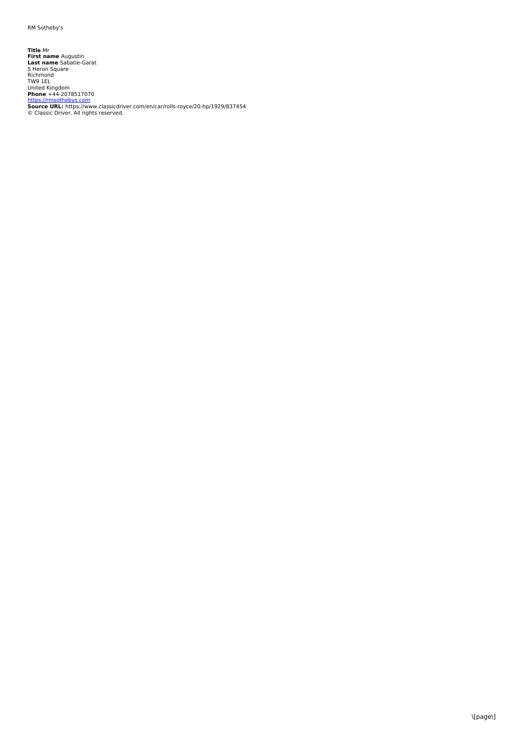RM Sotheby's

**Title** Mr
**First name** Augustin
**Last name** Sabatie-Garat
5 Heron Square
Richmond
TW9 1EL
United Kingdom
**Phone** +44-2078517070
https://rmsothebys.com
**Source URL:** https://www.classicdriver.com/en/car/rolls-royce/20-hp/1929/837454
© Classic Driver. All rights reserved.